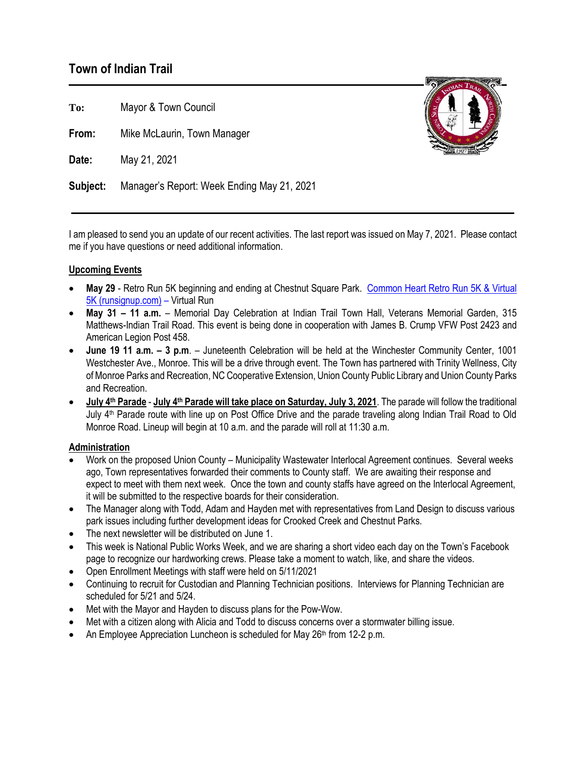# Town of Indian Trail

**To:** Mayor & Town Council

**From:** Mike McLaurin, Town Manager

**Date:** May 21, 2021

**Subject:** Manager's Report: Week Ending May 21, 2021

---

I am pleased to send you an update of our recent activities. The last report was issued on May 7, 2021. Please contact me if you have questions or need additional information.

## Upcoming Events

- **May 29** - Retro Run 5K beginning and ending at Chestnut Square Park. Common Heart Retro Run 5K & Virtual 5K (runsignup.com) – Virtual Run
- **May 31 – 11 a.m.** – Memorial Day Celebration at Indian Trail Town Hall, Veterans Memorial Garden, 315 Matthews-Indian Trail Road. This event is being done in cooperation with James B. Crump VFW Post 2423 and American Legion Post 458.
- **June 19 11 a.m. – 3 p.m**. – Juneteenth Celebration will be held at the Winchester Community Center, 1001 Westchester Ave., Monroe. This will be a drive through event. The Town has partnered with Trinity Wellness, City of Monroe Parks and Recreation, NC Cooperative Extension, Union County Public Library and Union County Parks and Recreation.
- **July 4th Parade** - **July 4th Parade will take place on Saturday, July 3, 2021**. The parade will follow the traditional July 4th Parade route with line up on Post Office Drive and the parade traveling along Indian Trail Road to Old Monroe Road. Lineup will begin at 10 a.m. and the parade will roll at 11:30 a.m.

## Administration

- Work on the proposed Union County – Municipality Wastewater Interlocal Agreement continues. Several weeks ago, Town representatives forwarded their comments to County staff. We are awaiting their response and expect to meet with them next week. Once the town and county staffs have agreed on the Interlocal Agreement, it will be submitted to the respective boards for their consideration.
- The Manager along with Todd, Adam and Hayden met with representatives from Land Design to discuss various park issues including further development ideas for Crooked Creek and Chestnut Parks.
- The next newsletter will be distributed on June 1.
- This week is National Public Works Week, and we are sharing a short video each day on the Town's Facebook page to recognize our hardworking crews. Please take a moment to watch, like, and share the videos.
- Open Enrollment Meetings with staff were held on 5/11/2021
- Continuing to recruit for Custodian and Planning Technician positions. Interviews for Planning Technician are scheduled for 5/21 and 5/24.
- Met with the Mayor and Hayden to discuss plans for the Pow-Wow.
- Met with a citizen along with Alicia and Todd to discuss concerns over a stormwater billing issue.
- An Employee Appreciation Luncheon is scheduled for May 26th from 12-2 p.m.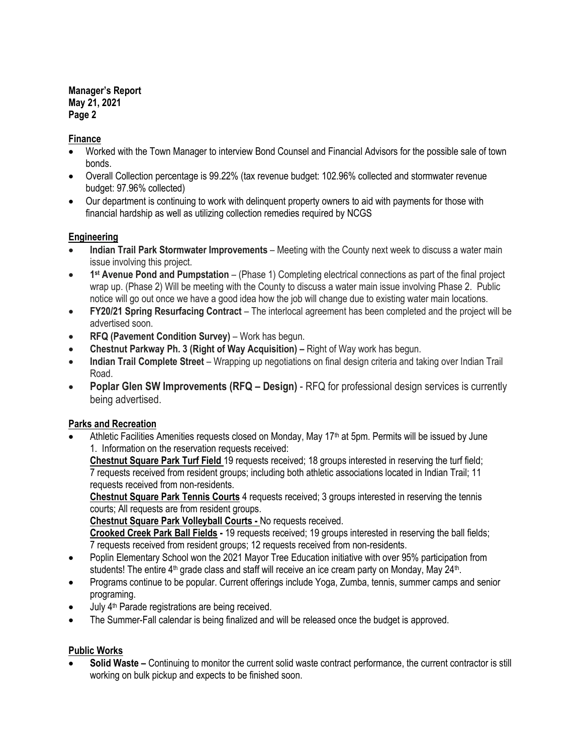**Manager's Report**
**May 21, 2021**
**Page 2**

## Finance

- Worked with the Town Manager to interview Bond Counsel and Financial Advisors for the possible sale of town bonds.
- Overall Collection percentage is 99.22% (tax revenue budget: 102.96% collected and stormwater revenue budget: 97.96% collected)
- Our department is continuing to work with delinquent property owners to aid with payments for those with financial hardship as well as utilizing collection remedies required by NCGS

## Engineering

- **Indian Trail Park Stormwater Improvements** – Meeting with the County next week to discuss a water main issue involving this project.
- **1st Avenue Pond and Pumpstation** – (Phase 1) Completing electrical connections as part of the final project wrap up. (Phase 2) Will be meeting with the County to discuss a water main issue involving Phase 2. Public notice will go out once we have a good idea how the job will change due to existing water main locations.
- **FY20/21 Spring Resurfacing Contract** – The interlocal agreement has been completed and the project will be advertised soon.
- **RFQ (Pavement Condition Survey)** – Work has begun.
- **Chestnut Parkway Ph. 3 (Right of Way Acquisition) –** Right of Way work has begun.
- **Indian Trail Complete Street** – Wrapping up negotiations on final design criteria and taking over Indian Trail Road.
- **Poplar Glen SW Improvements (RFQ – Design)** - RFQ for professional design services is currently being advertised.

## Parks and Recreation

- Athletic Facilities Amenities requests closed on Monday, May 17th at 5pm. Permits will be issued by June 1. Information on the reservation requests received:
  **Chestnut Square Park Turf Field** 19 requests received; 18 groups interested in reserving the turf field; 7 requests received from resident groups; including both athletic associations located in Indian Trail; 11 requests received from non-residents.
  **Chestnut Square Park Tennis Courts** 4 requests received; 3 groups interested in reserving the tennis courts; All requests are from resident groups.
  **Chestnut Square Park Volleyball Courts -** No requests received.
  **Crooked Creek Park Ball Fields -** 19 requests received; 19 groups interested in reserving the ball fields; 7 requests received from resident groups; 12 requests received from non-residents.
- Poplin Elementary School won the 2021 Mayor Tree Education initiative with over 95% participation from students! The entire 4th grade class and staff will receive an ice cream party on Monday, May 24th.
- Programs continue to be popular. Current offerings include Yoga, Zumba, tennis, summer camps and senior programing.
- July 4th Parade registrations are being received.
- The Summer-Fall calendar is being finalized and will be released once the budget is approved.

## Public Works

- **Solid Waste –** Continuing to monitor the current solid waste contract performance, the current contractor is still working on bulk pickup and expects to be finished soon.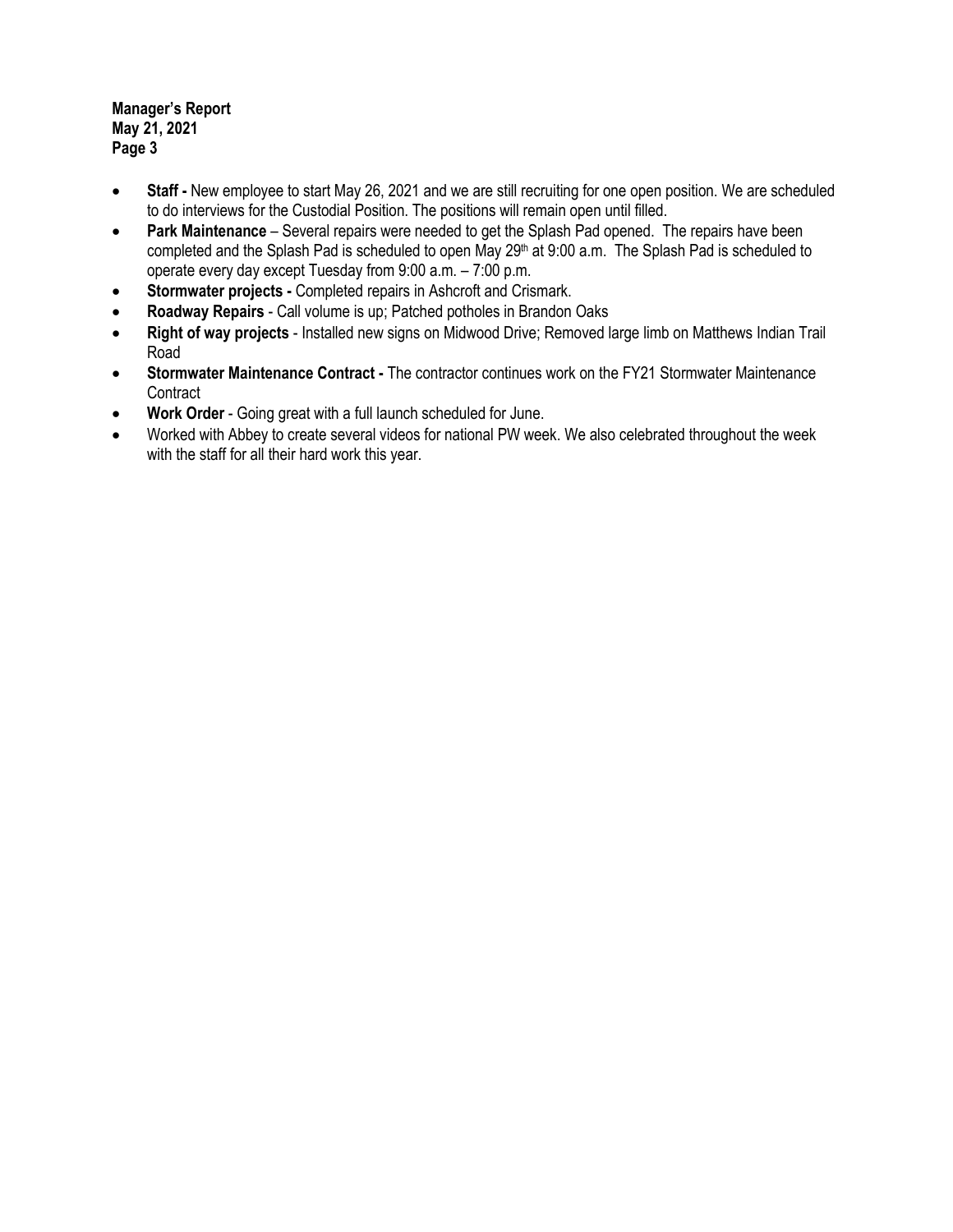- **Staff -** New employee to start May 26, 2021 and we are still recruiting for one open position. We are scheduled to do interviews for the Custodial Position. The positions will remain open until filled.
- **Park Maintenance** – Several repairs were needed to get the Splash Pad opened. The repairs have been completed and the Splash Pad is scheduled to open May 29th at 9:00 a.m. The Splash Pad is scheduled to operate every day except Tuesday from 9:00 a.m. – 7:00 p.m.
- **Stormwater projects -** Completed repairs in Ashcroft and Crismark.
- **Roadway Repairs** - Call volume is up; Patched potholes in Brandon Oaks
- **Right of way projects** - Installed new signs on Midwood Drive; Removed large limb on Matthews Indian Trail Road
- **Stormwater Maintenance Contract -** The contractor continues work on the FY21 Stormwater Maintenance Contract
- **Work Order** - Going great with a full launch scheduled for June.
- Worked with Abbey to create several videos for national PW week. We also celebrated throughout the week with the staff for all their hard work this year.